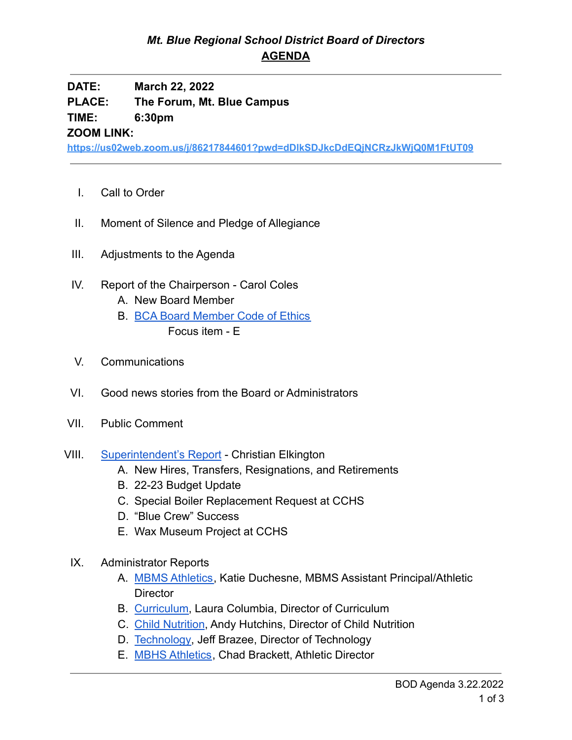## *Mt. Blue Regional School District Board of Directors*
## AGENDA

---

**DATE:** **March 22, 2022**
**PLACE:** **The Forum, Mt. Blue Campus**
**TIME:** **6:30pm**
**ZOOM LINK:**
**https://us02web.zoom.us/j/86217844601?pwd=dDlkSDJkcDdEQjNCRzJkWjQ0M1FtUT09**

---

I. Call to Order

II. Moment of Silence and Pledge of Allegiance

III. Adjustments to the Agenda

IV. Report of the Chairperson - Carol Coles
   A. New Board Member
   B. BCA Board Member Code of Ethics
      Focus item - E

V. Communications

VI. Good news stories from the Board or Administrators

VII. Public Comment

VIII. Superintendent's Report - Christian Elkington
   A. New Hires, Transfers, Resignations, and Retirements
   B. 22-23 Budget Update
   C. Special Boiler Replacement Request at CCHS
   D. "Blue Crew" Success
   E. Wax Museum Project at CCHS

IX. Administrator Reports
   A. MBMS Athletics, Katie Duchesne, MBMS Assistant Principal/Athletic Director
   B. Curriculum, Laura Columbia, Director of Curriculum
   C. Child Nutrition, Andy Hutchins, Director of Child Nutrition
   D. Technology, Jeff Brazee, Director of Technology
   E. MBHS Athletics, Chad Brackett, Athletic Director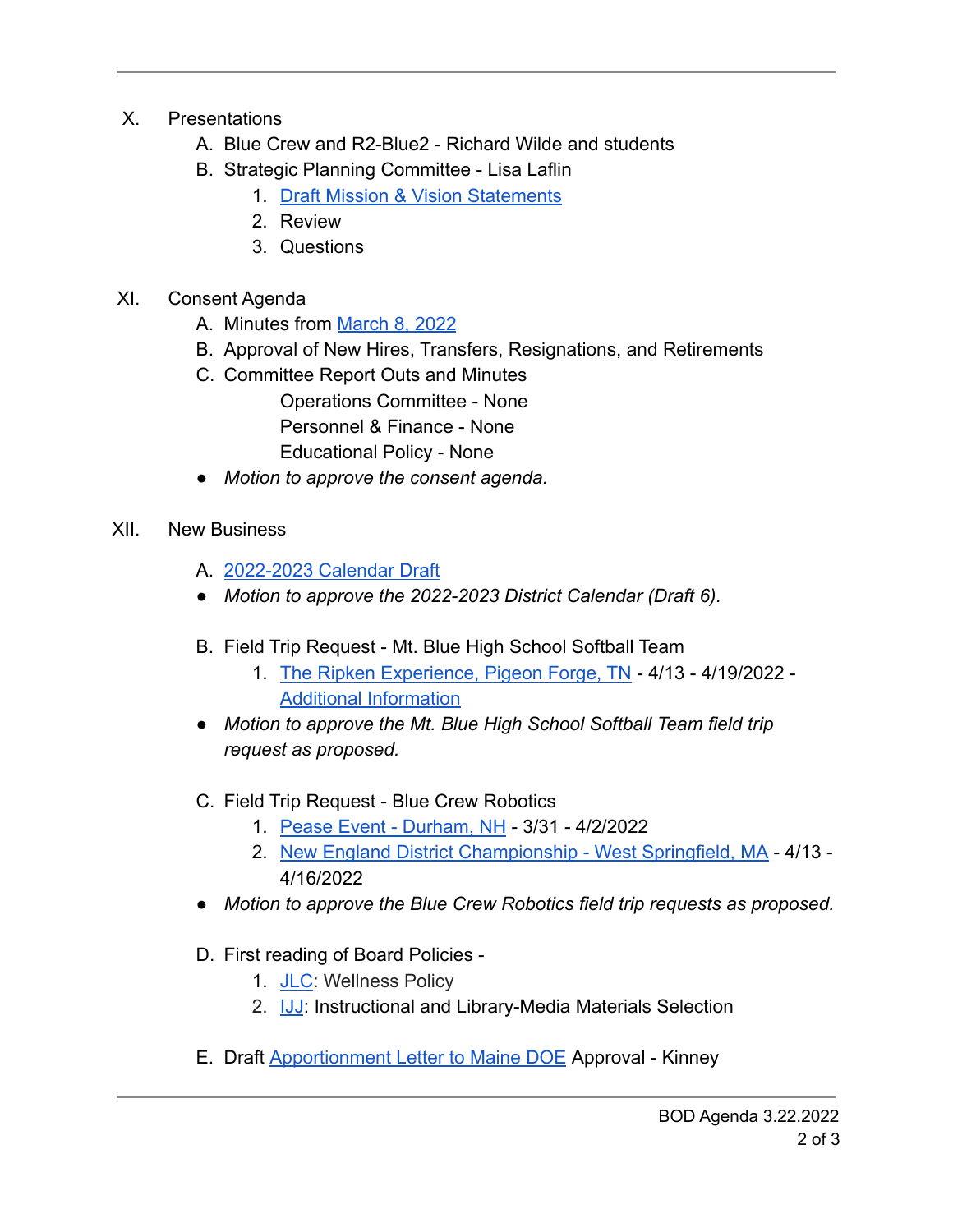X. Presentations

   A. Blue Crew and R2-Blue2 - Richard Wilde and students
   B. Strategic Planning Committee - Lisa Laflin
      1. Draft Mission & Vision Statements
      2. Review
      3. Questions

XI. Consent Agenda

   A. Minutes from March 8, 2022
   B. Approval of New Hires, Transfers, Resignations, and Retirements
   C. Committee Report Outs and Minutes

      Operations Committee - None
      Personnel & Finance - None
      Educational Policy - None

   - *Motion to approve the consent agenda.*

XII. New Business

   A. 2022-2023 Calendar Draft

   - *Motion to approve the 2022-2023 District Calendar (Draft 6).*

   B. Field Trip Request - Mt. Blue High School Softball Team
      1. The Ripken Experience, Pigeon Forge, TN - 4/13 - 4/19/2022 - Additional Information

   - *Motion to approve the Mt. Blue High School Softball Team field trip request as proposed.*

   C. Field Trip Request - Blue Crew Robotics
      1. Pease Event - Durham, NH - 3/31 - 4/2/2022
      2. New England District Championship - West Springfield, MA - 4/13 - 4/16/2022

   - *Motion to approve the Blue Crew Robotics field trip requests as proposed.*

   D. First reading of Board Policies -
      1. JLC: Wellness Policy
      2. IJJ: Instructional and Library-Media Materials Selection

   E. Draft Apportionment Letter to Maine DOE Approval - Kinney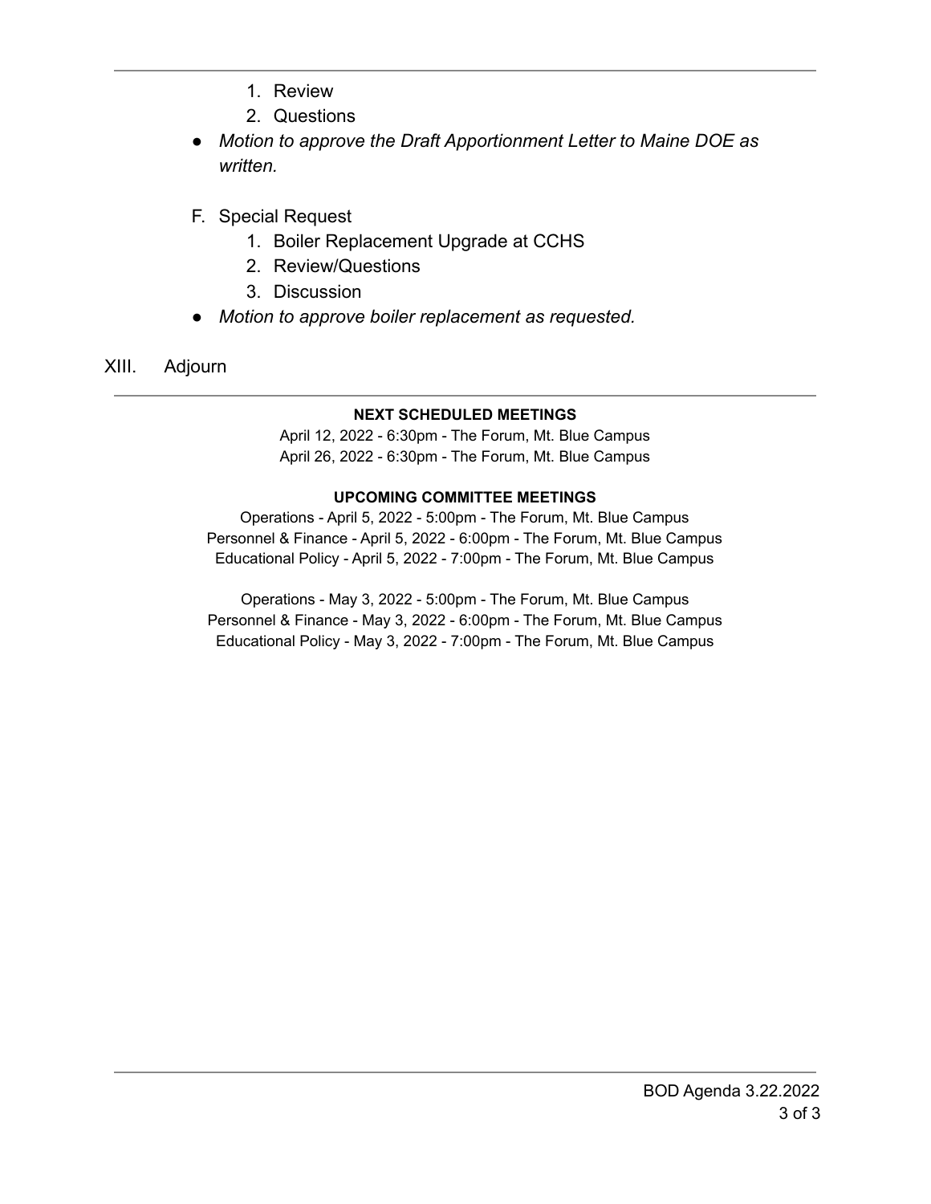1. Review
2. Questions

- *Motion to approve the Draft Apportionment Letter to Maine DOE as written.*

F. Special Request
   1. Boiler Replacement Upgrade at CCHS
   2. Review/Questions
   3. Discussion

- *Motion to approve boiler replacement as requested.*

XIII. Adjourn

---

**NEXT SCHEDULED MEETINGS**

April 12, 2022 - 6:30pm - The Forum, Mt. Blue Campus
April 26, 2022 - 6:30pm - The Forum, Mt. Blue Campus

**UPCOMING COMMITTEE MEETINGS**

Operations - April 5, 2022 - 5:00pm - The Forum, Mt. Blue Campus
Personnel & Finance - April 5, 2022 - 6:00pm - The Forum, Mt. Blue Campus
Educational Policy - April 5, 2022 - 7:00pm - The Forum, Mt. Blue Campus

Operations - May 3, 2022 - 5:00pm - The Forum, Mt. Blue Campus
Personnel & Finance - May 3, 2022 - 6:00pm - The Forum, Mt. Blue Campus
Educational Policy - May 3, 2022 - 7:00pm - The Forum, Mt. Blue Campus